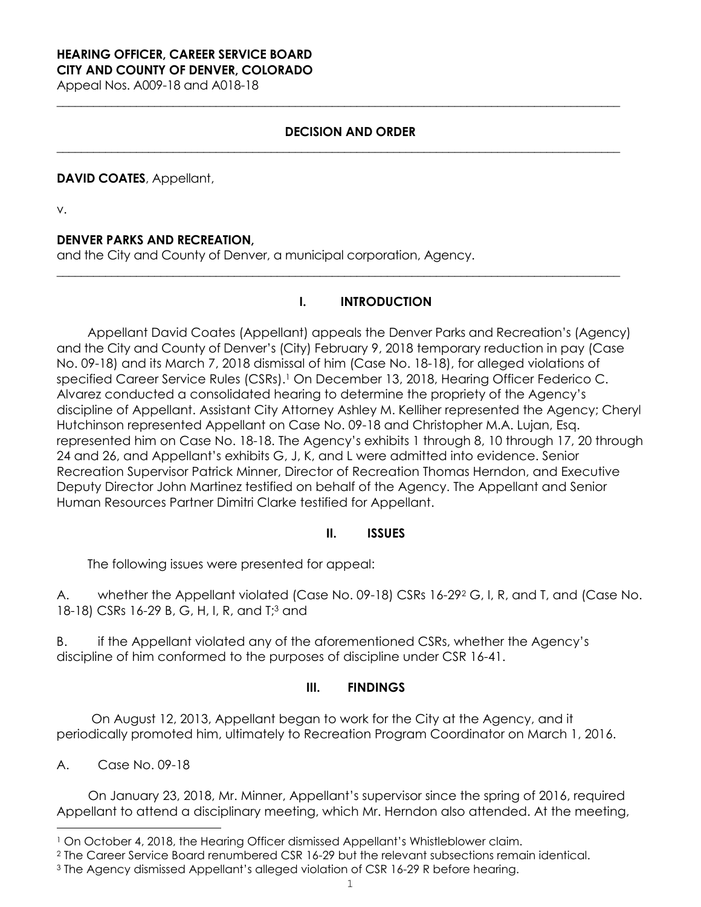**HEARING OFFICER, CAREER SERVICE BOARD**
**CITY AND COUNTY OF DENVER, COLORADO**
Appeal Nos. A009-18 and A018-18

---

**DECISION AND ORDER**

---

**DAVID COATES**, Appellant,

v.

**DENVER PARKS AND RECREATION,**
and the City and County of Denver, a municipal corporation, Agency.

---

## I. INTRODUCTION

Appellant David Coates (Appellant) appeals the Denver Parks and Recreation's (Agency) and the City and County of Denver's (City) February 9, 2018 temporary reduction in pay (Case No. 09-18) and its March 7, 2018 dismissal of him (Case No. 18-18), for alleged violations of specified Career Service Rules (CSRs).[1] On December 13, 2018, Hearing Officer Federico C. Alvarez conducted a consolidated hearing to determine the propriety of the Agency's discipline of Appellant. Assistant City Attorney Ashley M. Kelliher represented the Agency; Cheryl Hutchinson represented Appellant on Case No. 09-18 and Christopher M.A. Lujan, Esq. represented him on Case No. 18-18. The Agency's exhibits 1 through 8, 10 through 17, 20 through 24 and 26, and Appellant's exhibits G, J, K, and L were admitted into evidence. Senior Recreation Supervisor Patrick Minner, Director of Recreation Thomas Herndon, and Executive Deputy Director John Martinez testified on behalf of the Agency. The Appellant and Senior Human Resources Partner Dimitri Clarke testified for Appellant.

## II. ISSUES

The following issues were presented for appeal:

A. whether the Appellant violated (Case No. 09-18) CSRs 16-29[2] G, I, R, and T, and (Case No. 18-18) CSRs 16-29 B, G, H, I, R, and T;[3] and

B. if the Appellant violated any of the aforementioned CSRs, whether the Agency's discipline of him conformed to the purposes of discipline under CSR 16-41.

## III. FINDINGS

On August 12, 2013, Appellant began to work for the City at the Agency, and it periodically promoted him, ultimately to Recreation Program Coordinator on March 1, 2016.

A. Case No. 09-18

On January 23, 2018, Mr. Minner, Appellant's supervisor since the spring of 2016, required Appellant to attend a disciplinary meeting, which Mr. Herndon also attended. At the meeting,

---

[1] On October 4, 2018, the Hearing Officer dismissed Appellant's Whistleblower claim.

[2] The Career Service Board renumbered CSR 16-29 but the relevant subsections remain identical.

[3] The Agency dismissed Appellant's alleged violation of CSR 16-29 R before hearing.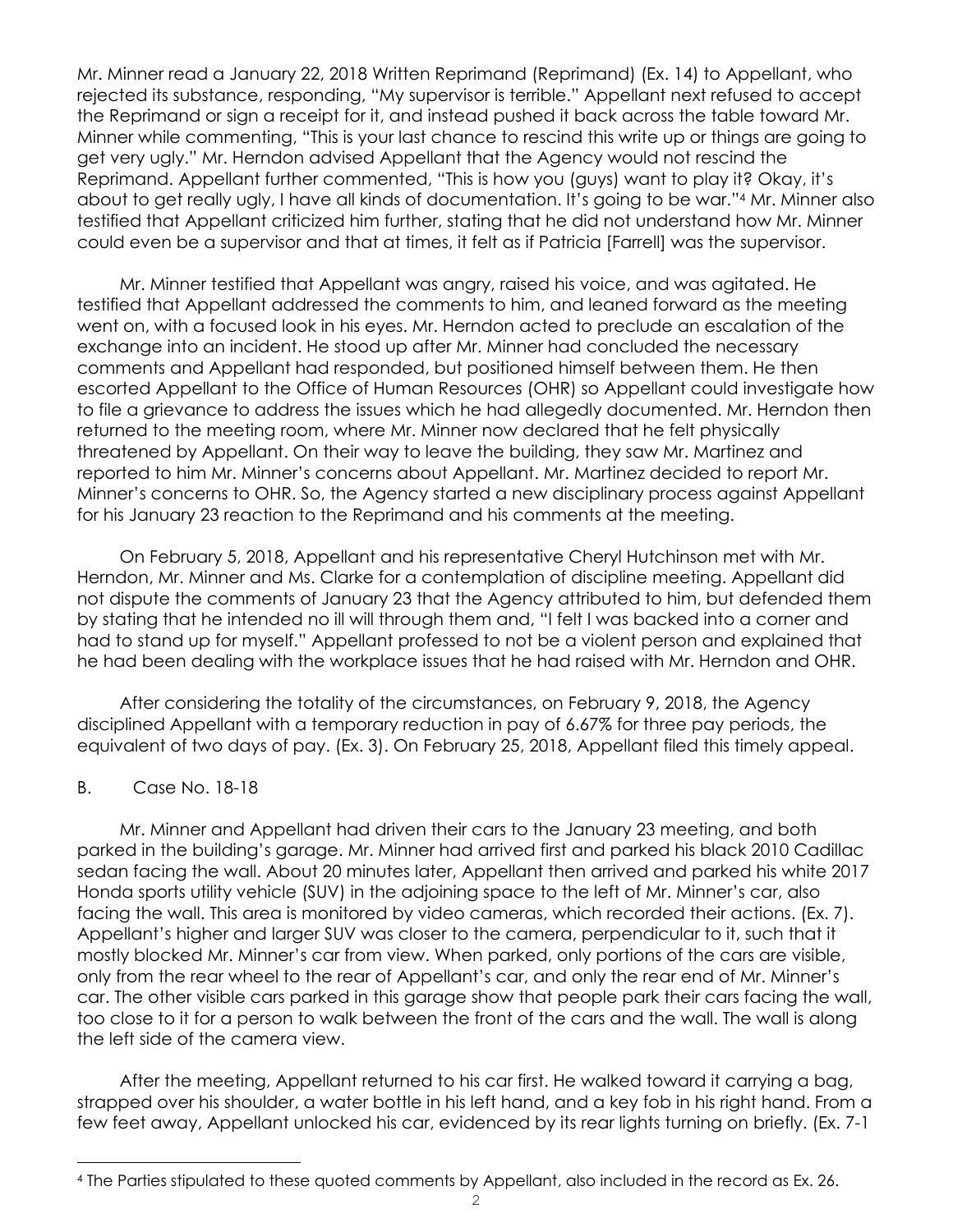Mr. Minner read a January 22, 2018 Written Reprimand (Reprimand) (Ex. 14) to Appellant, who rejected its substance, responding, "My supervisor is terrible." Appellant next refused to accept the Reprimand or sign a receipt for it, and instead pushed it back across the table toward Mr. Minner while commenting, "This is your last chance to rescind this write up or things are going to get very ugly." Mr. Herndon advised Appellant that the Agency would not rescind the Reprimand. Appellant further commented, "This is how you (guys) want to play it? Okay, it's about to get really ugly, I have all kinds of documentation. It's going to be war."[4] Mr. Minner also testified that Appellant criticized him further, stating that he did not understand how Mr. Minner could even be a supervisor and that at times, it felt as if Patricia [Farrell] was the supervisor.

Mr. Minner testified that Appellant was angry, raised his voice, and was agitated. He testified that Appellant addressed the comments to him, and leaned forward as the meeting went on, with a focused look in his eyes. Mr. Herndon acted to preclude an escalation of the exchange into an incident. He stood up after Mr. Minner had concluded the necessary comments and Appellant had responded, but positioned himself between them. He then escorted Appellant to the Office of Human Resources (OHR) so Appellant could investigate how to file a grievance to address the issues which he had allegedly documented. Mr. Herndon then returned to the meeting room, where Mr. Minner now declared that he felt physically threatened by Appellant. On their way to leave the building, they saw Mr. Martinez and reported to him Mr. Minner's concerns about Appellant. Mr. Martinez decided to report Mr. Minner's concerns to OHR. So, the Agency started a new disciplinary process against Appellant for his January 23 reaction to the Reprimand and his comments at the meeting.

On February 5, 2018, Appellant and his representative Cheryl Hutchinson met with Mr. Herndon, Mr. Minner and Ms. Clarke for a contemplation of discipline meeting. Appellant did not dispute the comments of January 23 that the Agency attributed to him, but defended them by stating that he intended no ill will through them and, "I felt I was backed into a corner and had to stand up for myself." Appellant professed to not be a violent person and explained that he had been dealing with the workplace issues that he had raised with Mr. Herndon and OHR.

After considering the totality of the circumstances, on February 9, 2018, the Agency disciplined Appellant with a temporary reduction in pay of 6.67% for three pay periods, the equivalent of two days of pay. (Ex. 3). On February 25, 2018, Appellant filed this timely appeal.

## B. Case No. 18-18

Mr. Minner and Appellant had driven their cars to the January 23 meeting, and both parked in the building's garage. Mr. Minner had arrived first and parked his black 2010 Cadillac sedan facing the wall. About 20 minutes later, Appellant then arrived and parked his white 2017 Honda sports utility vehicle (SUV) in the adjoining space to the left of Mr. Minner's car, also facing the wall. This area is monitored by video cameras, which recorded their actions. (Ex. 7). Appellant's higher and larger SUV was closer to the camera, perpendicular to it, such that it mostly blocked Mr. Minner's car from view. When parked, only portions of the cars are visible, only from the rear wheel to the rear of Appellant's car, and only the rear end of Mr. Minner's car. The other visible cars parked in this garage show that people park their cars facing the wall, too close to it for a person to walk between the front of the cars and the wall. The wall is along the left side of the camera view.

After the meeting, Appellant returned to his car first. He walked toward it carrying a bag, strapped over his shoulder, a water bottle in his left hand, and a key fob in his right hand. From a few feet away, Appellant unlocked his car, evidenced by its rear lights turning on briefly. (Ex. 7-1

[4] The Parties stipulated to these quoted comments by Appellant, also included in the record as Ex. 26.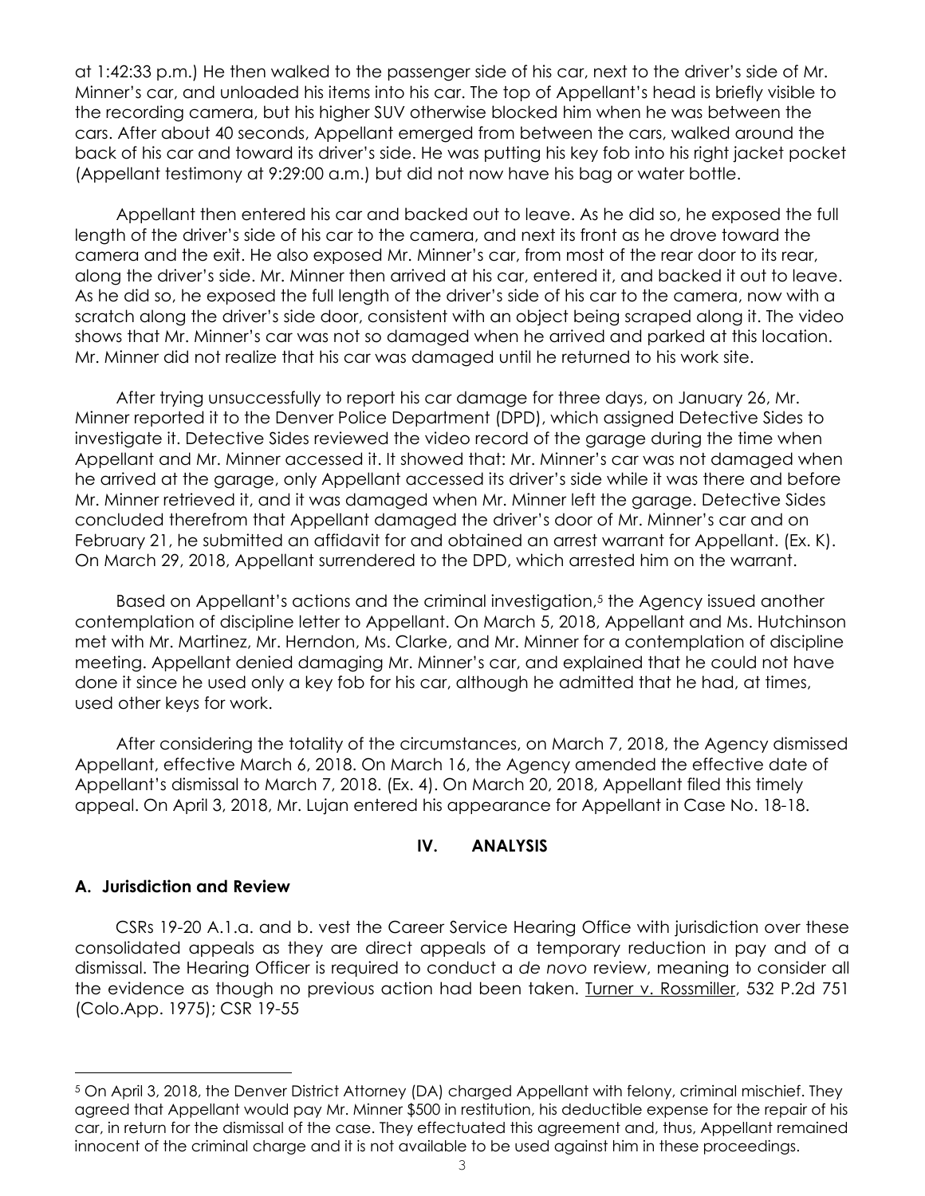at 1:42:33 p.m.) He then walked to the passenger side of his car, next to the driver's side of Mr. Minner's car, and unloaded his items into his car. The top of Appellant's head is briefly visible to the recording camera, but his higher SUV otherwise blocked him when he was between the cars. After about 40 seconds, Appellant emerged from between the cars, walked around the back of his car and toward its driver's side. He was putting his key fob into his right jacket pocket (Appellant testimony at 9:29:00 a.m.) but did not now have his bag or water bottle.

Appellant then entered his car and backed out to leave. As he did so, he exposed the full length of the driver's side of his car to the camera, and next its front as he drove toward the camera and the exit. He also exposed Mr. Minner's car, from most of the rear door to its rear, along the driver's side. Mr. Minner then arrived at his car, entered it, and backed it out to leave. As he did so, he exposed the full length of the driver's side of his car to the camera, now with a scratch along the driver's side door, consistent with an object being scraped along it. The video shows that Mr. Minner's car was not so damaged when he arrived and parked at this location. Mr. Minner did not realize that his car was damaged until he returned to his work site.

After trying unsuccessfully to report his car damage for three days, on January 26, Mr. Minner reported it to the Denver Police Department (DPD), which assigned Detective Sides to investigate it. Detective Sides reviewed the video record of the garage during the time when Appellant and Mr. Minner accessed it. It showed that: Mr. Minner's car was not damaged when he arrived at the garage, only Appellant accessed its driver's side while it was there and before Mr. Minner retrieved it, and it was damaged when Mr. Minner left the garage. Detective Sides concluded therefrom that Appellant damaged the driver's door of Mr. Minner's car and on February 21, he submitted an affidavit for and obtained an arrest warrant for Appellant. (Ex. K). On March 29, 2018, Appellant surrendered to the DPD, which arrested him on the warrant.

Based on Appellant's actions and the criminal investigation,[5] the Agency issued another contemplation of discipline letter to Appellant. On March 5, 2018, Appellant and Ms. Hutchinson met with Mr. Martinez, Mr. Herndon, Ms. Clarke, and Mr. Minner for a contemplation of discipline meeting. Appellant denied damaging Mr. Minner's car, and explained that he could not have done it since he used only a key fob for his car, although he admitted that he had, at times, used other keys for work.

After considering the totality of the circumstances, on March 7, 2018, the Agency dismissed Appellant, effective March 6, 2018. On March 16, the Agency amended the effective date of Appellant's dismissal to March 7, 2018. (Ex. 4). On March 20, 2018, Appellant filed this timely appeal. On April 3, 2018, Mr. Lujan entered his appearance for Appellant in Case No. 18-18.

## IV. ANALYSIS

### A. Jurisdiction and Review

CSRs 19-20 A.1.a. and b. vest the Career Service Hearing Office with jurisdiction over these consolidated appeals as they are direct appeals of a temporary reduction in pay and of a dismissal. The Hearing Officer is required to conduct a *de novo* review, meaning to consider all the evidence as though no previous action had been taken. Turner v. Rossmiller, 532 P.2d 751 (Colo.App. 1975); CSR 19-55

[5] On April 3, 2018, the Denver District Attorney (DA) charged Appellant with felony, criminal mischief. They agreed that Appellant would pay Mr. Minner $500 in restitution, his deductible expense for the repair of his car, in return for the dismissal of the case. They effectuated this agreement and, thus, Appellant remained innocent of the criminal charge and it is not available to be used against him in these proceedings.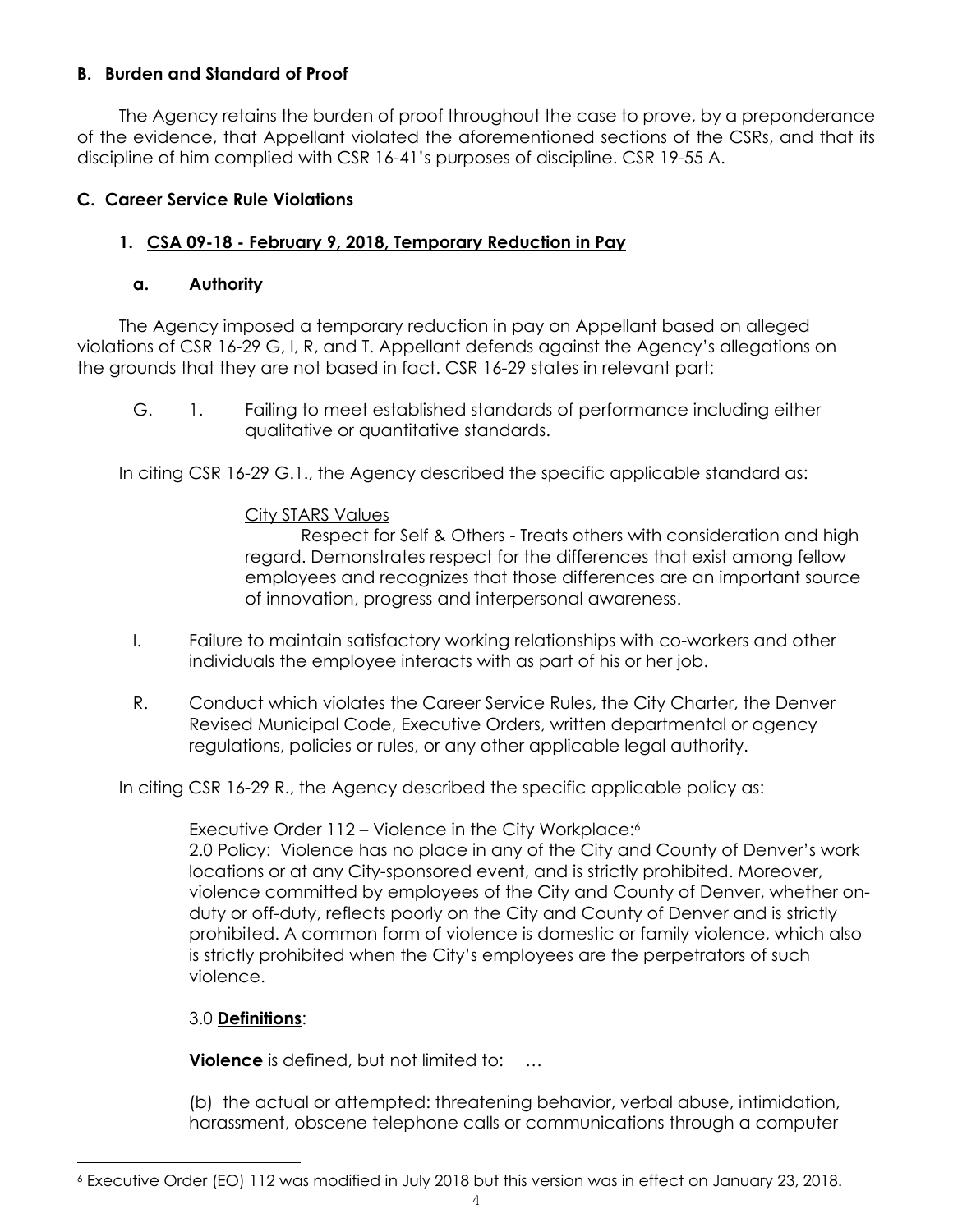### B. Burden and Standard of Proof

The Agency retains the burden of proof throughout the case to prove, by a preponderance of the evidence, that Appellant violated the aforementioned sections of the CSRs, and that its discipline of him complied with CSR 16-41's purposes of discipline. CSR 19-55 A.

### C. Career Service Rule Violations

#### 1. CSA 09-18 - February 9, 2018, Temporary Reduction in Pay

##### a. Authority

The Agency imposed a temporary reduction in pay on Appellant based on alleged violations of CSR 16-29 G, I, R, and T. Appellant defends against the Agency's allegations on the grounds that they are not based in fact. CSR 16-29 states in relevant part:

> G. 1. Failing to meet established standards of performance including either qualitative or quantitative standards.

In citing CSR 16-29 G.1., the Agency described the specific applicable standard as:

> City STARS Values
>
> Respect for Self & Others - Treats others with consideration and high regard. Demonstrates respect for the differences that exist among fellow employees and recognizes that those differences are an important source of innovation, progress and interpersonal awareness.

> I. Failure to maintain satisfactory working relationships with co-workers and other individuals the employee interacts with as part of his or her job.
>
> R. Conduct which violates the Career Service Rules, the City Charter, the Denver Revised Municipal Code, Executive Orders, written departmental or agency regulations, policies or rules, or any other applicable legal authority.

In citing CSR 16-29 R., the Agency described the specific applicable policy as:

> Executive Order 112 – Violence in the City Workplace:[6]
>
> 2.0 Policy: Violence has no place in any of the City and County of Denver's work locations or at any City-sponsored event, and is strictly prohibited. Moreover, violence committed by employees of the City and County of Denver, whether on-duty or off-duty, reflects poorly on the City and County of Denver and is strictly prohibited. A common form of violence is domestic or family violence, which also is strictly prohibited when the City's employees are the perpetrators of such violence.
>
> 3.0 **Definitions**:
>
> **Violence** is defined, but not limited to: …
>
> (b) the actual or attempted: threatening behavior, verbal abuse, intimidation, harassment, obscene telephone calls or communications through a computer

---

[6] Executive Order (EO) 112 was modified in July 2018 but this version was in effect on January 23, 2018.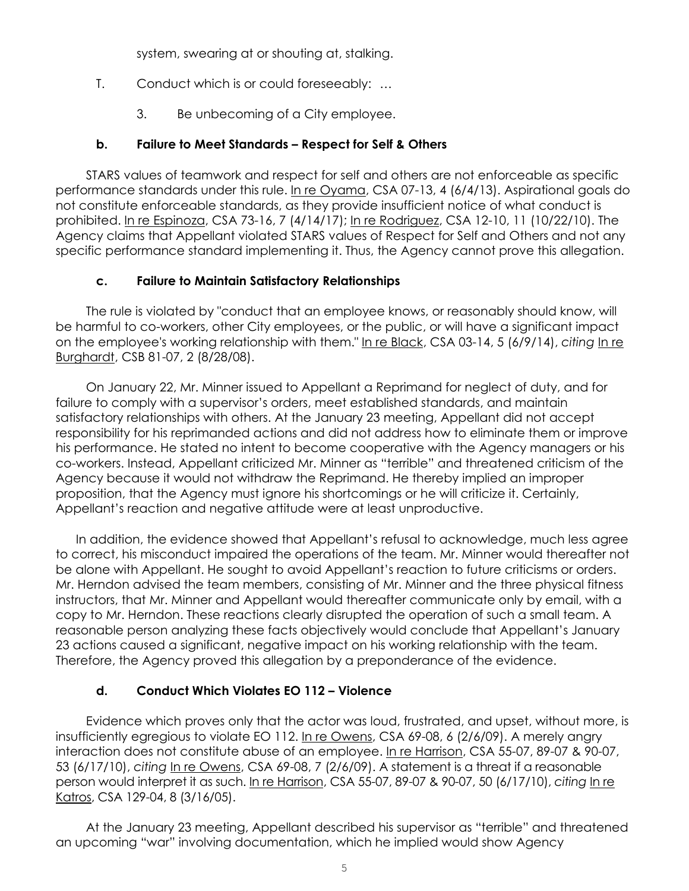system, swearing at or shouting at, stalking.

T. Conduct which is or could foreseeably: …

3. Be unbecoming of a City employee.

**b. Failure to Meet Standards – Respect for Self & Others**

STARS values of teamwork and respect for self and others are not enforceable as specific performance standards under this rule. In re Oyama, CSA 07-13, 4 (6/4/13). Aspirational goals do not constitute enforceable standards, as they provide insufficient notice of what conduct is prohibited. In re Espinoza, CSA 73-16, 7 (4/14/17); In re Rodriguez, CSA 12-10, 11 (10/22/10). The Agency claims that Appellant violated STARS values of Respect for Self and Others and not any specific performance standard implementing it. Thus, the Agency cannot prove this allegation.

**c. Failure to Maintain Satisfactory Relationships**

The rule is violated by "conduct that an employee knows, or reasonably should know, will be harmful to co-workers, other City employees, or the public, or will have a significant impact on the employee's working relationship with them." In re Black, CSA 03-14, 5 (6/9/14), *citing* In re Burghardt, CSB 81-07, 2 (8/28/08).

On January 22, Mr. Minner issued to Appellant a Reprimand for neglect of duty, and for failure to comply with a supervisor's orders, meet established standards, and maintain satisfactory relationships with others. At the January 23 meeting, Appellant did not accept responsibility for his reprimanded actions and did not address how to eliminate them or improve his performance. He stated no intent to become cooperative with the Agency managers or his co-workers. Instead, Appellant criticized Mr. Minner as "terrible" and threatened criticism of the Agency because it would not withdraw the Reprimand. He thereby implied an improper proposition, that the Agency must ignore his shortcomings or he will criticize it. Certainly, Appellant's reaction and negative attitude were at least unproductive.

In addition, the evidence showed that Appellant's refusal to acknowledge, much less agree to correct, his misconduct impaired the operations of the team. Mr. Minner would thereafter not be alone with Appellant. He sought to avoid Appellant's reaction to future criticisms or orders. Mr. Herndon advised the team members, consisting of Mr. Minner and the three physical fitness instructors, that Mr. Minner and Appellant would thereafter communicate only by email, with a copy to Mr. Herndon. These reactions clearly disrupted the operation of such a small team. A reasonable person analyzing these facts objectively would conclude that Appellant's January 23 actions caused a significant, negative impact on his working relationship with the team. Therefore, the Agency proved this allegation by a preponderance of the evidence.

**d. Conduct Which Violates EO 112 – Violence**

Evidence which proves only that the actor was loud, frustrated, and upset, without more, is insufficiently egregious to violate EO 112. In re Owens, CSA 69-08, 6 (2/6/09). A merely angry interaction does not constitute abuse of an employee. In re Harrison, CSA 55-07, 89-07 & 90-07, 53 (6/17/10), *citing* In re Owens, CSA 69-08, 7 (2/6/09). A statement is a threat if a reasonable person would interpret it as such. In re Harrison, CSA 55-07, 89-07 & 90-07, 50 (6/17/10), *citing* In re Katros, CSA 129-04, 8 (3/16/05).

At the January 23 meeting, Appellant described his supervisor as "terrible" and threatened an upcoming "war" involving documentation, which he implied would show Agency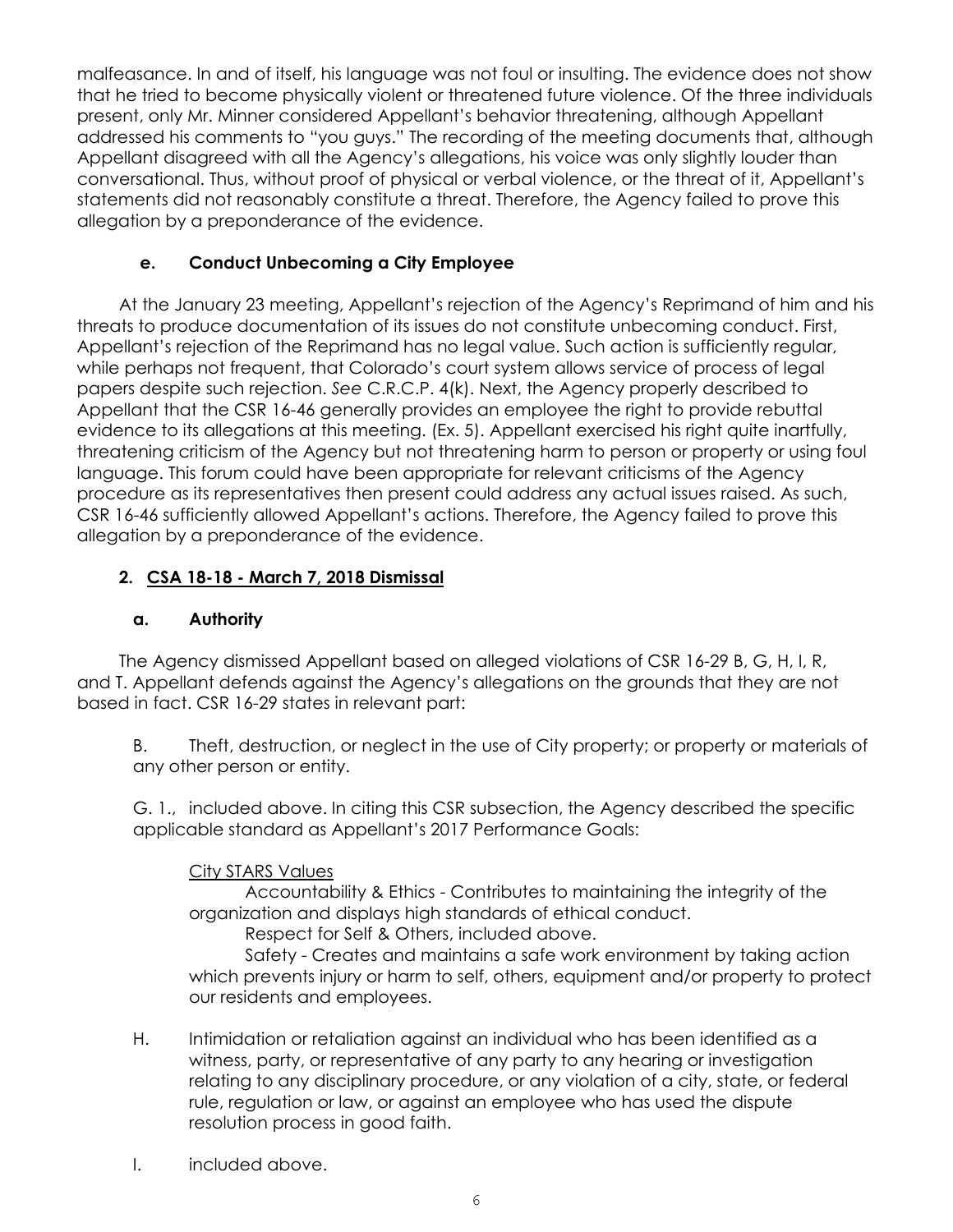malfeasance. In and of itself, his language was not foul or insulting. The evidence does not show that he tried to become physically violent or threatened future violence. Of the three individuals present, only Mr. Minner considered Appellant's behavior threatening, although Appellant addressed his comments to "you guys." The recording of the meeting documents that, although Appellant disagreed with all the Agency's allegations, his voice was only slightly louder than conversational. Thus, without proof of physical or verbal violence, or the threat of it, Appellant's statements did not reasonably constitute a threat. Therefore, the Agency failed to prove this allegation by a preponderance of the evidence.

### e. Conduct Unbecoming a City Employee

At the January 23 meeting, Appellant's rejection of the Agency's Reprimand of him and his threats to produce documentation of its issues do not constitute unbecoming conduct. First, Appellant's rejection of the Reprimand has no legal value. Such action is sufficiently regular, while perhaps not frequent, that Colorado's court system allows service of process of legal papers despite such rejection. *See* C.R.C.P. 4(k). Next, the Agency properly described to Appellant that the CSR 16-46 generally provides an employee the right to provide rebuttal evidence to its allegations at this meeting. (Ex. 5). Appellant exercised his right quite inartfully, threatening criticism of the Agency but not threatening harm to person or property or using foul language. This forum could have been appropriate for relevant criticisms of the Agency procedure as its representatives then present could address any actual issues raised. As such, CSR 16-46 sufficiently allowed Appellant's actions. Therefore, the Agency failed to prove this allegation by a preponderance of the evidence.

## 2. CSA 18-18 - March 7, 2018 Dismissal

### a. Authority

The Agency dismissed Appellant based on alleged violations of CSR 16-29 B, G, H, I, R, and T. Appellant defends against the Agency's allegations on the grounds that they are not based in fact. CSR 16-29 states in relevant part:

> B. Theft, destruction, or neglect in the use of City property; or property or materials of any other person or entity.
>
> G. 1., included above. In citing this CSR subsection, the Agency described the specific applicable standard as Appellant's 2017 Performance Goals:
>
> > City STARS Values
> >
> > Accountability & Ethics - Contributes to maintaining the integrity of the organization and displays high standards of ethical conduct.
> >
> > Respect for Self & Others, included above.
> >
> > Safety - Creates and maintains a safe work environment by taking action which prevents injury or harm to self, others, equipment and/or property to protect our residents and employees.
>
> H. Intimidation or retaliation against an individual who has been identified as a witness, party, or representative of any party to any hearing or investigation relating to any disciplinary procedure, or any violation of a city, state, or federal rule, regulation or law, or against an employee who has used the dispute resolution process in good faith.
>
> I. included above.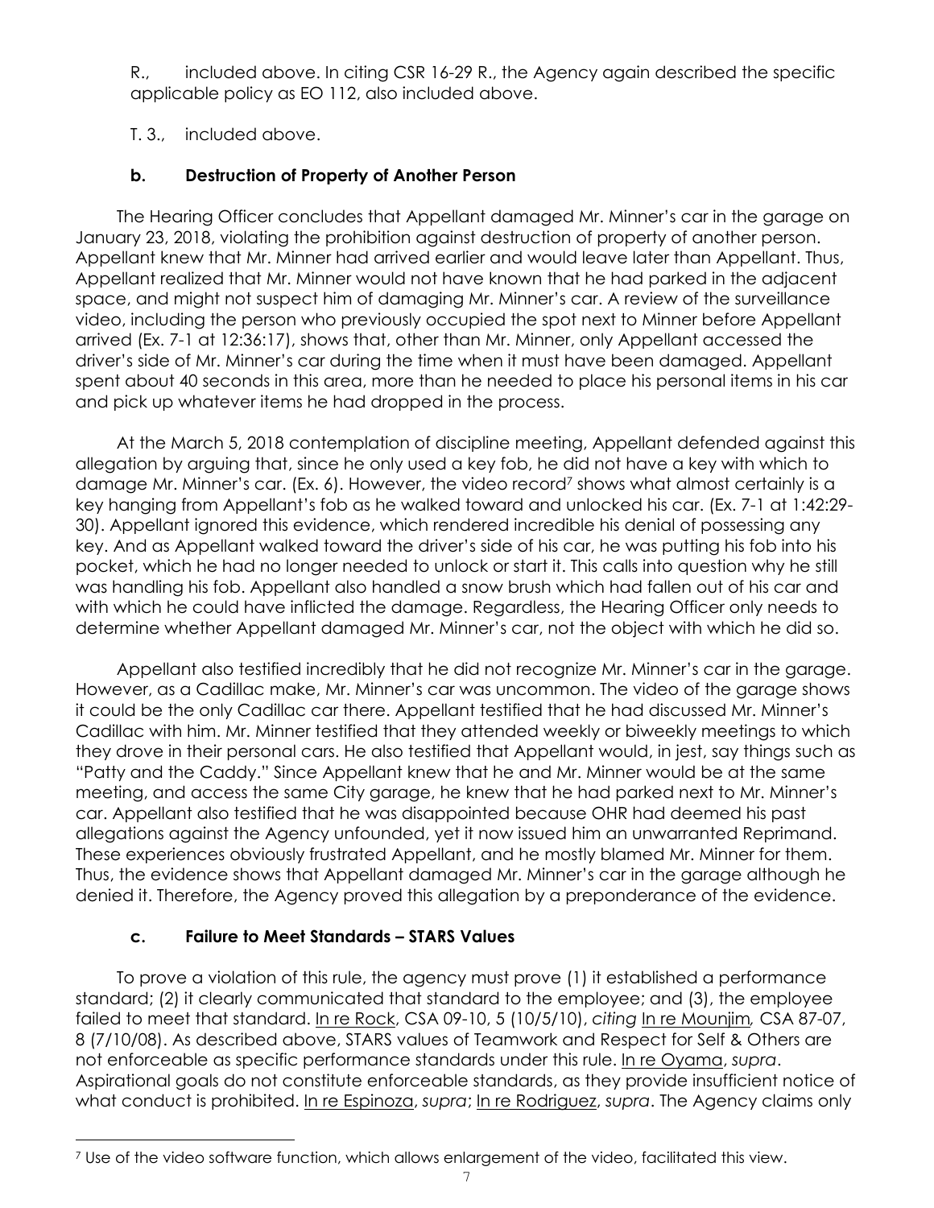R., included above. In citing CSR 16-29 R., the Agency again described the specific applicable policy as EO 112, also included above.

T. 3., included above.

### b. Destruction of Property of Another Person

The Hearing Officer concludes that Appellant damaged Mr. Minner's car in the garage on January 23, 2018, violating the prohibition against destruction of property of another person. Appellant knew that Mr. Minner had arrived earlier and would leave later than Appellant. Thus, Appellant realized that Mr. Minner would not have known that he had parked in the adjacent space, and might not suspect him of damaging Mr. Minner's car. A review of the surveillance video, including the person who previously occupied the spot next to Minner before Appellant arrived (Ex. 7-1 at 12:36:17), shows that, other than Mr. Minner, only Appellant accessed the driver's side of Mr. Minner's car during the time when it must have been damaged. Appellant spent about 40 seconds in this area, more than he needed to place his personal items in his car and pick up whatever items he had dropped in the process.

At the March 5, 2018 contemplation of discipline meeting, Appellant defended against this allegation by arguing that, since he only used a key fob, he did not have a key with which to damage Mr. Minner's car. (Ex. 6). However, the video record[7] shows what almost certainly is a key hanging from Appellant's fob as he walked toward and unlocked his car. (Ex. 7-1 at 1:42:29-30). Appellant ignored this evidence, which rendered incredible his denial of possessing any key. And as Appellant walked toward the driver's side of his car, he was putting his fob into his pocket, which he had no longer needed to unlock or start it. This calls into question why he still was handling his fob. Appellant also handled a snow brush which had fallen out of his car and with which he could have inflicted the damage. Regardless, the Hearing Officer only needs to determine whether Appellant damaged Mr. Minner's car, not the object with which he did so.

Appellant also testified incredibly that he did not recognize Mr. Minner's car in the garage. However, as a Cadillac make, Mr. Minner's car was uncommon. The video of the garage shows it could be the only Cadillac car there. Appellant testified that he had discussed Mr. Minner's Cadillac with him. Mr. Minner testified that they attended weekly or biweekly meetings to which they drove in their personal cars. He also testified that Appellant would, in jest, say things such as "Patty and the Caddy." Since Appellant knew that he and Mr. Minner would be at the same meeting, and access the same City garage, he knew that he had parked next to Mr. Minner's car. Appellant also testified that he was disappointed because OHR had deemed his past allegations against the Agency unfounded, yet it now issued him an unwarranted Reprimand. These experiences obviously frustrated Appellant, and he mostly blamed Mr. Minner for them. Thus, the evidence shows that Appellant damaged Mr. Minner's car in the garage although he denied it. Therefore, the Agency proved this allegation by a preponderance of the evidence.

### c. Failure to Meet Standards – STARS Values

To prove a violation of this rule, the agency must prove (1) it established a performance standard; (2) it clearly communicated that standard to the employee; and (3), the employee failed to meet that standard. In re Rock, CSA 09-10, 5 (10/5/10), *citing* In re Mounjim*,* CSA 87-07, 8 (7/10/08). As described above, STARS values of Teamwork and Respect for Self & Others are not enforceable as specific performance standards under this rule. In re Oyama, *supra*. Aspirational goals do not constitute enforceable standards, as they provide insufficient notice of what conduct is prohibited. In re Espinoza, *supra*; In re Rodriguez, *supra*. The Agency claims only

[7] Use of the video software function, which allows enlargement of the video, facilitated this view.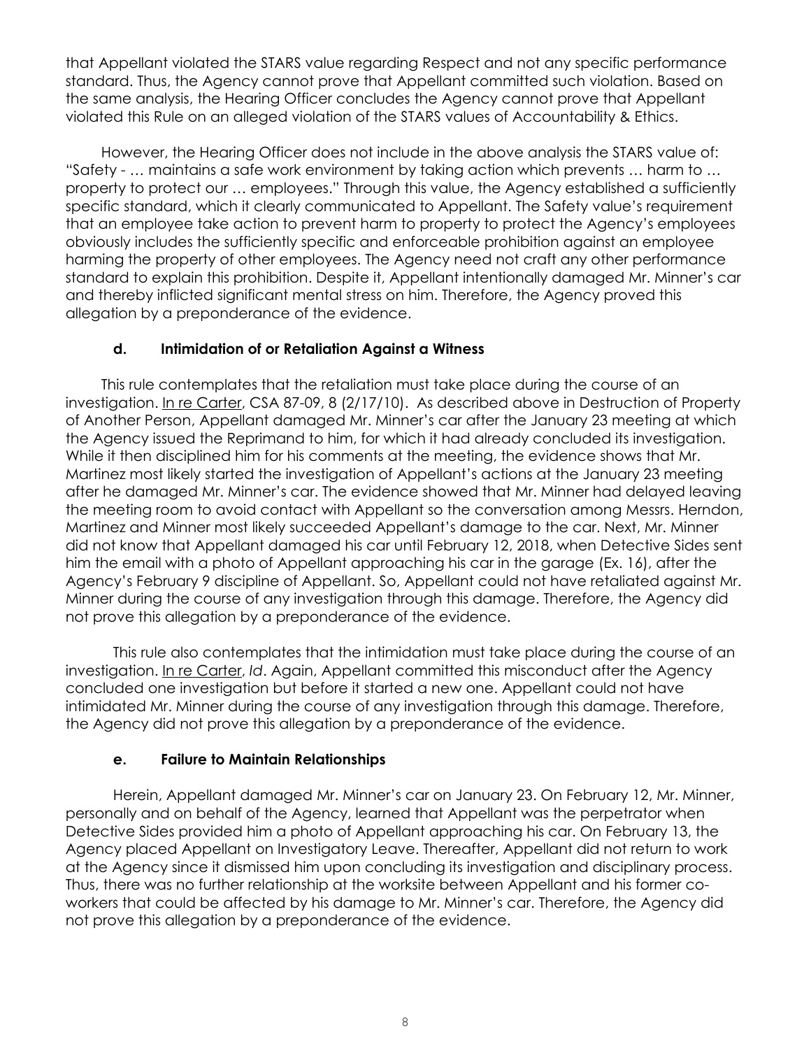that Appellant violated the STARS value regarding Respect and not any specific performance standard. Thus, the Agency cannot prove that Appellant committed such violation. Based on the same analysis, the Hearing Officer concludes the Agency cannot prove that Appellant violated this Rule on an alleged violation of the STARS values of Accountability & Ethics.

However, the Hearing Officer does not include in the above analysis the STARS value of: "Safety - … maintains a safe work environment by taking action which prevents … harm to … property to protect our … employees." Through this value, the Agency established a sufficiently specific standard, which it clearly communicated to Appellant. The Safety value's requirement that an employee take action to prevent harm to property to protect the Agency's employees obviously includes the sufficiently specific and enforceable prohibition against an employee harming the property of other employees. The Agency need not craft any other performance standard to explain this prohibition. Despite it, Appellant intentionally damaged Mr. Minner's car and thereby inflicted significant mental stress on him. Therefore, the Agency proved this allegation by a preponderance of the evidence.

### d. Intimidation of or Retaliation Against a Witness

This rule contemplates that the retaliation must take place during the course of an investigation. In re Carter, CSA 87-09, 8 (2/17/10). As described above in Destruction of Property of Another Person, Appellant damaged Mr. Minner's car after the January 23 meeting at which the Agency issued the Reprimand to him, for which it had already concluded its investigation. While it then disciplined him for his comments at the meeting, the evidence shows that Mr. Martinez most likely started the investigation of Appellant's actions at the January 23 meeting after he damaged Mr. Minner's car. The evidence showed that Mr. Minner had delayed leaving the meeting room to avoid contact with Appellant so the conversation among Messrs. Herndon, Martinez and Minner most likely succeeded Appellant's damage to the car. Next, Mr. Minner did not know that Appellant damaged his car until February 12, 2018, when Detective Sides sent him the email with a photo of Appellant approaching his car in the garage (Ex. 16), after the Agency's February 9 discipline of Appellant. So, Appellant could not have retaliated against Mr. Minner during the course of any investigation through this damage. Therefore, the Agency did not prove this allegation by a preponderance of the evidence.

This rule also contemplates that the intimidation must take place during the course of an investigation. In re Carter, *Id*. Again, Appellant committed this misconduct after the Agency concluded one investigation but before it started a new one. Appellant could not have intimidated Mr. Minner during the course of any investigation through this damage. Therefore, the Agency did not prove this allegation by a preponderance of the evidence.

### e. Failure to Maintain Relationships

Herein, Appellant damaged Mr. Minner's car on January 23. On February 12, Mr. Minner, personally and on behalf of the Agency, learned that Appellant was the perpetrator when Detective Sides provided him a photo of Appellant approaching his car. On February 13, the Agency placed Appellant on Investigatory Leave. Thereafter, Appellant did not return to work at the Agency since it dismissed him upon concluding its investigation and disciplinary process. Thus, there was no further relationship at the worksite between Appellant and his former co-workers that could be affected by his damage to Mr. Minner's car. Therefore, the Agency did not prove this allegation by a preponderance of the evidence.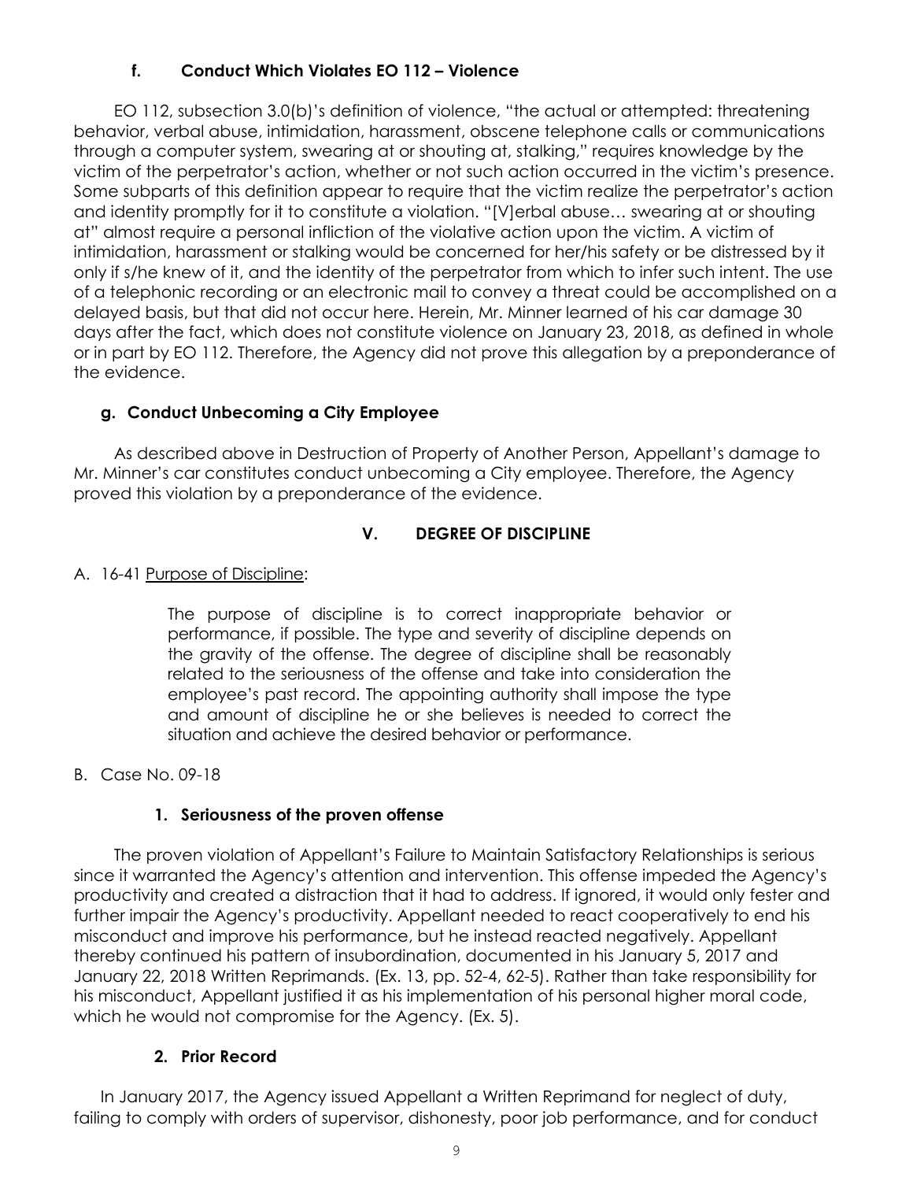### f. Conduct Which Violates EO 112 – Violence

EO 112, subsection 3.0(b)'s definition of violence, "the actual or attempted: threatening behavior, verbal abuse, intimidation, harassment, obscene telephone calls or communications through a computer system, swearing at or shouting at, stalking," requires knowledge by the victim of the perpetrator's action, whether or not such action occurred in the victim's presence. Some subparts of this definition appear to require that the victim realize the perpetrator's action and identity promptly for it to constitute a violation. "[V]erbal abuse… swearing at or shouting at" almost require a personal infliction of the violative action upon the victim. A victim of intimidation, harassment or stalking would be concerned for her/his safety or be distressed by it only if s/he knew of it, and the identity of the perpetrator from which to infer such intent. The use of a telephonic recording or an electronic mail to convey a threat could be accomplished on a delayed basis, but that did not occur here. Herein, Mr. Minner learned of his car damage 30 days after the fact, which does not constitute violence on January 23, 2018, as defined in whole or in part by EO 112. Therefore, the Agency did not prove this allegation by a preponderance of the evidence.

### g. Conduct Unbecoming a City Employee

As described above in Destruction of Property of Another Person, Appellant's damage to Mr. Minner's car constitutes conduct unbecoming a City employee. Therefore, the Agency proved this violation by a preponderance of the evidence.

## V. DEGREE OF DISCIPLINE

A. 16-41 Purpose of Discipline:

> The purpose of discipline is to correct inappropriate behavior or performance, if possible. The type and severity of discipline depends on the gravity of the offense. The degree of discipline shall be reasonably related to the seriousness of the offense and take into consideration the employee's past record. The appointing authority shall impose the type and amount of discipline he or she believes is needed to correct the situation and achieve the desired behavior or performance.

B. Case No. 09-18

### 1. Seriousness of the proven offense

The proven violation of Appellant's Failure to Maintain Satisfactory Relationships is serious since it warranted the Agency's attention and intervention. This offense impeded the Agency's productivity and created a distraction that it had to address. If ignored, it would only fester and further impair the Agency's productivity. Appellant needed to react cooperatively to end his misconduct and improve his performance, but he instead reacted negatively. Appellant thereby continued his pattern of insubordination, documented in his January 5, 2017 and January 22, 2018 Written Reprimands. (Ex. 13, pp. 52-4, 62-5). Rather than take responsibility for his misconduct, Appellant justified it as his implementation of his personal higher moral code, which he would not compromise for the Agency. (Ex. 5).

### 2. Prior Record

In January 2017, the Agency issued Appellant a Written Reprimand for neglect of duty, failing to comply with orders of supervisor, dishonesty, poor job performance, and for conduct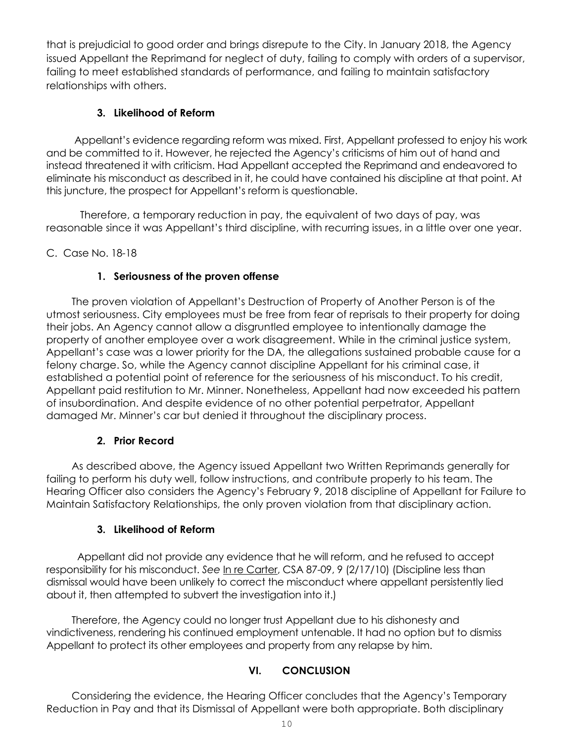that is prejudicial to good order and brings disrepute to the City. In January 2018, the Agency issued Appellant the Reprimand for neglect of duty, failing to comply with orders of a supervisor, failing to meet established standards of performance, and failing to maintain satisfactory relationships with others.

### 3. Likelihood of Reform

Appellant's evidence regarding reform was mixed. First, Appellant professed to enjoy his work and be committed to it. However, he rejected the Agency's criticisms of him out of hand and instead threatened it with criticism. Had Appellant accepted the Reprimand and endeavored to eliminate his misconduct as described in it, he could have contained his discipline at that point. At this juncture, the prospect for Appellant's reform is questionable.

Therefore, a temporary reduction in pay, the equivalent of two days of pay, was reasonable since it was Appellant's third discipline, with recurring issues, in a little over one year.

C. Case No. 18-18

### 1. Seriousness of the proven offense

The proven violation of Appellant's Destruction of Property of Another Person is of the utmost seriousness. City employees must be free from fear of reprisals to their property for doing their jobs. An Agency cannot allow a disgruntled employee to intentionally damage the property of another employee over a work disagreement. While in the criminal justice system, Appellant's case was a lower priority for the DA, the allegations sustained probable cause for a felony charge. So, while the Agency cannot discipline Appellant for his criminal case, it established a potential point of reference for the seriousness of his misconduct. To his credit, Appellant paid restitution to Mr. Minner. Nonetheless, Appellant had now exceeded his pattern of insubordination. And despite evidence of no other potential perpetrator, Appellant damaged Mr. Minner's car but denied it throughout the disciplinary process.

### 2. Prior Record

As described above, the Agency issued Appellant two Written Reprimands generally for failing to perform his duty well, follow instructions, and contribute properly to his team. The Hearing Officer also considers the Agency's February 9, 2018 discipline of Appellant for Failure to Maintain Satisfactory Relationships, the only proven violation from that disciplinary action.

### 3. Likelihood of Reform

Appellant did not provide any evidence that he will reform, and he refused to accept responsibility for his misconduct. *See* In re Carter, CSA 87-09, 9 (2/17/10) (Discipline less than dismissal would have been unlikely to correct the misconduct where appellant persistently lied about it, then attempted to subvert the investigation into it.)

Therefore, the Agency could no longer trust Appellant due to his dishonesty and vindictiveness, rendering his continued employment untenable. It had no option but to dismiss Appellant to protect its other employees and property from any relapse by him.

## VI. CONCLUSION

Considering the evidence, the Hearing Officer concludes that the Agency's Temporary Reduction in Pay and that its Dismissal of Appellant were both appropriate. Both disciplinary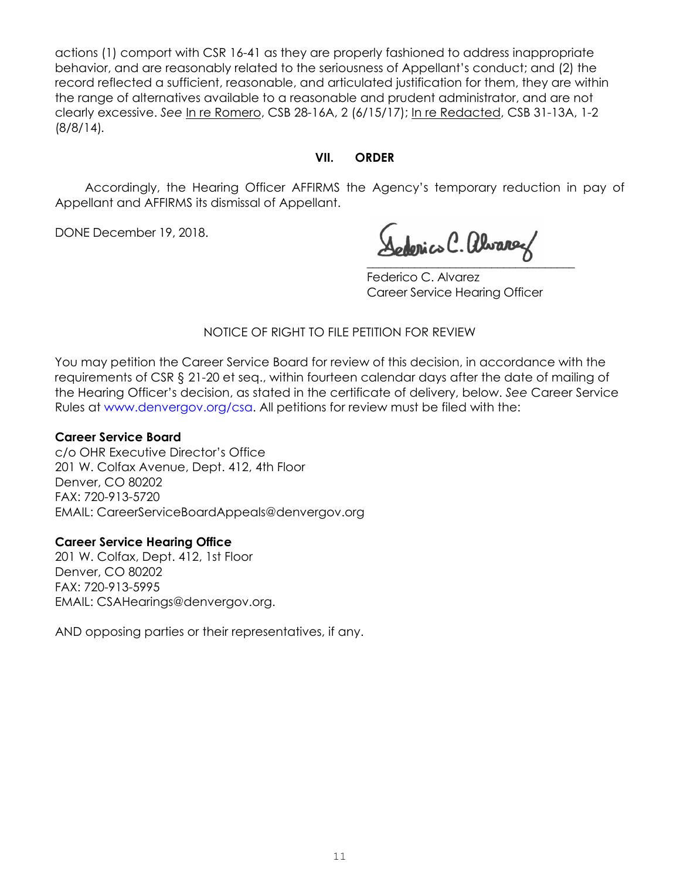actions (1) comport with CSR 16-41 as they are properly fashioned to address inappropriate behavior, and are reasonably related to the seriousness of Appellant's conduct; and (2) the record reflected a sufficient, reasonable, and articulated justification for them, they are within the range of alternatives available to a reasonable and prudent administrator, and are not clearly excessive. *See* In re Romero, CSB 28-16A, 2 (6/15/17); In re Redacted, CSB 31-13A, 1-2 (8/8/14).

## VII. ORDER

Accordingly, the Hearing Officer AFFIRMS the Agency's temporary reduction in pay of Appellant and AFFIRMS its dismissal of Appellant.

DONE December 19, 2018.

Federico C. Alvarez
Career Service Hearing Officer

NOTICE OF RIGHT TO FILE PETITION FOR REVIEW

You may petition the Career Service Board for review of this decision, in accordance with the requirements of CSR § 21-20 et seq., within fourteen calendar days after the date of mailing of the Hearing Officer's decision, as stated in the certificate of delivery, below. *See* Career Service Rules at www.denvergov.org/csa. All petitions for review must be filed with the:

**Career Service Board**
c/o OHR Executive Director's Office
201 W. Colfax Avenue, Dept. 412, 4th Floor
Denver, CO 80202
FAX: 720-913-5720
EMAIL: CareerServiceBoardAppeals@denvergov.org

**Career Service Hearing Office**
201 W. Colfax, Dept. 412, 1st Floor
Denver, CO 80202
FAX: 720-913-5995
EMAIL: CSAHearings@denvergov.org.

AND opposing parties or their representatives, if any.